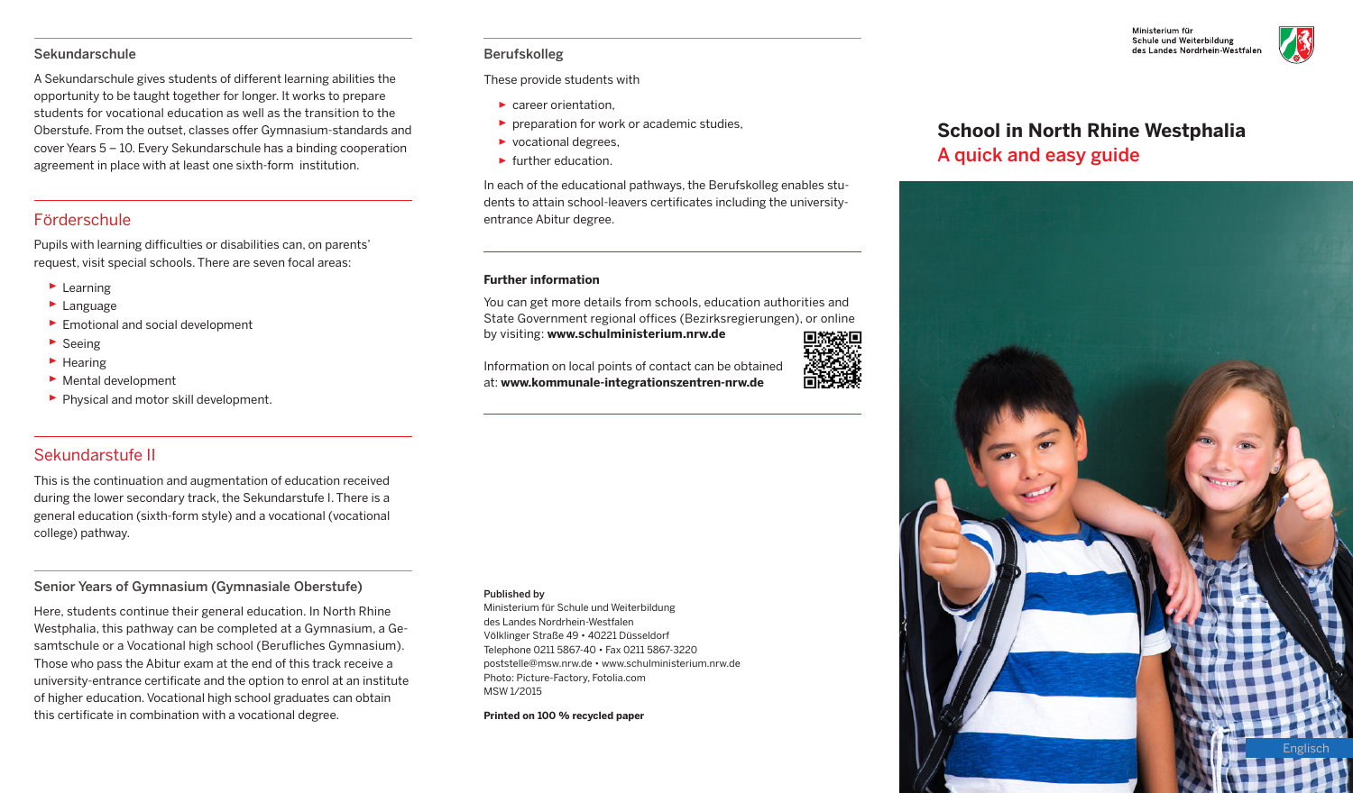## Sekundarschule

A Sekundarschule gives students of different learning abilities the opportunity to be taught together for longer. It works to prepare students for vocational education as well as the transition to the Oberstufe. From the outset, classes offer Gymnasium-standards and cover Years 5 – 10. Every Sekundarschule has a binding cooperation agreement in place with at least one sixth-form institution.

## Förderschule

Pupils with learning difficulties or disabilities can, on parents' request, visit special schools. There are seven focal areas:

- Learning
- Language
- Emotional and social development
- Seeing
- Hearing
- Mental development
- Physical and motor skill development.

## Sekundarstufe II

This is the continuation and augmentation of education received during the lower secondary track, the Sekundarstufe I. There is a general education (sixth-form style) and a vocational (vocational college) pathway.

## Senior Years of Gymnasium (Gymnasiale Oberstufe)

Here, students continue their general education. In North Rhine Westphalia, this pathway can be completed at a Gymnasium, a Gesamtschule or a Vocational high school (Berufliches Gymnasium). Those who pass the Abitur exam at the end of this track receive a university-entrance certificate and the option to enrol at an institute of higher education. Vocational high school graduates can obtain this certificate in combination with a vocational degree.

## Berufskolleg

These provide students with

- career orientation,
- preparation for work or academic studies,
- vocational degrees,
- further education.

In each of the educational pathways, the Berufskolleg enables students to attain school-leavers certificates including the university-entrance Abitur degree.

### Further information

You can get more details from schools, education authorities and State Government regional offices (Bezirksregierungen), or online by visiting: **www.schulministerium.nrw.de**

Information on local points of contact can be obtained at: **www.kommunale-integrationszentren-nrw.de**

**Published by**
Ministerium für Schule und Weiterbildung
des Landes Nordrhein-Westfalen
Völklinger Straße 49 • 40221 Düsseldorf
Telephone 0211 5867-40 • Fax 0211 5867-3220
poststelle@msw.nrw.de • www.schulministerium.nrw.de
Photo: Picture-Factory, Fotolia.com
MSW 1/2015

**Printed on 100 % recycled paper**

Ministerium für Schule und Weiterbildung des Landes Nordrhein-Westfalen

# School in North Rhine Westphalia
## A quick and easy guide

Englisch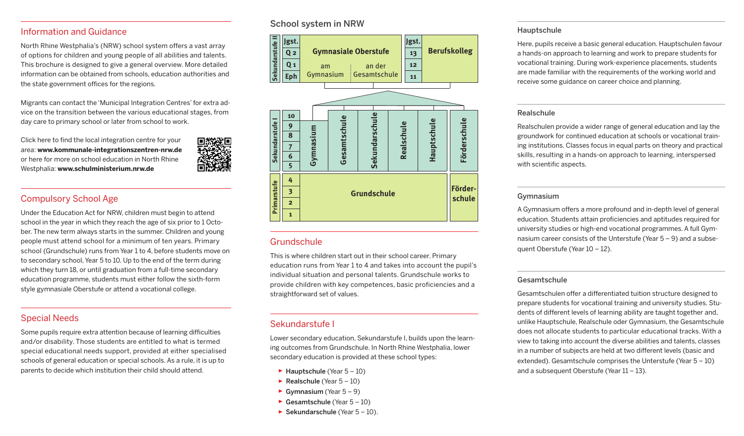## Information and Guidance

North Rhine Westphalia's (NRW) school system offers a vast array of options for children and young people of all abilities and talents. This brochure is designed to give a general overview. More detailed information can be obtained from schools, education authorities and the state government offices for the regions.

Migrants can contact the 'Municipal Integration Centres' for extra advice on the transition between the various educational stages, from day care to primary school or later from school to work.

Click here to find the local integration centre for your area: **www.kommunale-integrationszentren-nrw.de** or here for more on school education in North Rhine Westphalia: **www.schulministerium.nrw.de**

## Compulsory School Age

Under the Education Act for NRW, children must begin to attend school in the year in which they reach the age of six prior to 1 October. The new term always starts in the summer. Children and young people must attend school for a minimum of ten years. Primary school (Grundschule) runs from Year 1 to 4, before students move on to secondary school, Year 5 to 10. Up to the end of the term during which they turn 18, or until graduation from a full-time secondary education programme, students must either follow the sixth-form style gymnasiale Oberstufe or attend a vocational college.

## Special Needs

Some pupils require extra attention because of learning difficulties and/or disability. Those students are entitled to what is termed special educational needs support, provided at either specialised schools of general education or special schools. As a rule, it is up to parents to decide which institution their child should attend.

## School system in NRW

Sekundarstufe II

Jgst.: Q2, Q1, Eph — Gymnasiale Oberstufe (am Gymnasium | an der Gesamtschule)

Jgst.: 13, 12, 11 — Berufskolleg

Sekundarstufe I

10, 9, 8, 7, 6, 5 — Gymnasium, Gesamtschule, Sekundarschule, Realschule, Hauptschule, Förderschule

Primarstufe

4, 3, 2, 1 — Grundschule, Förderschule

## Grundschule

This is where children start out in their school career. Primary education runs from Year 1 to 4 and takes into account the pupil's individual situation and personal talents. Grundschule works to provide children with key competences, basic proficiencies and a straightforward set of values.

## Sekundarstufe I

Lower secondary education, Sekundarstufe I, builds upon the learning outcomes from Grundschule. In North Rhine Westphalia, lower secondary education is provided at these school types:

- **Hauptschule** (Year 5 – 10)
- **Realschule** (Year 5 – 10)
- **Gymnasium** (Year 5 – 9)
- **Gesamtschule** (Year 5 – 10)
- **Sekundarschule** (Year 5 – 10).

### Hauptschule

Here, pupils receive a basic general education. Hauptschulen favour a hands-on approach to learning and work to prepare students for vocational training. During work-experience placements, students are made familiar with the requirements of the working world and receive some guidance on career choice and planning.

### Realschule

Realschulen provide a wider range of general education and lay the groundwork for continued education at schools or vocational training institutions. Classes focus in equal parts on theory and practical skills, resulting in a hands-on approach to learning, interspersed with scientific aspects.

### Gymnasium

A Gymnasium offers a more profound and in-depth level of general education. Students attain proficiencies and aptitudes required for university studies or high-end vocational programmes. A full Gymnasium career consists of the Unterstufe (Year 5 – 9) and a subsequent Oberstufe (Year 10 – 12).

### Gesamtschule

Gesamtschulen offer a differentiated tuition structure designed to prepare students for vocational training and university studies. Students of different levels of learning ability are taught together and, unlike Hauptschule, Realschule oder Gymnasium, the Gesamtschule does not allocate students to particular educational tracks. With a view to taking into account the diverse abilities and talents, classes in a number of subjects are held at two different levels (basic and extended). Gesamtschule comprises the Unterstufe (Year 5 – 10) and a subsequent Oberstufe (Year 11 – 13).